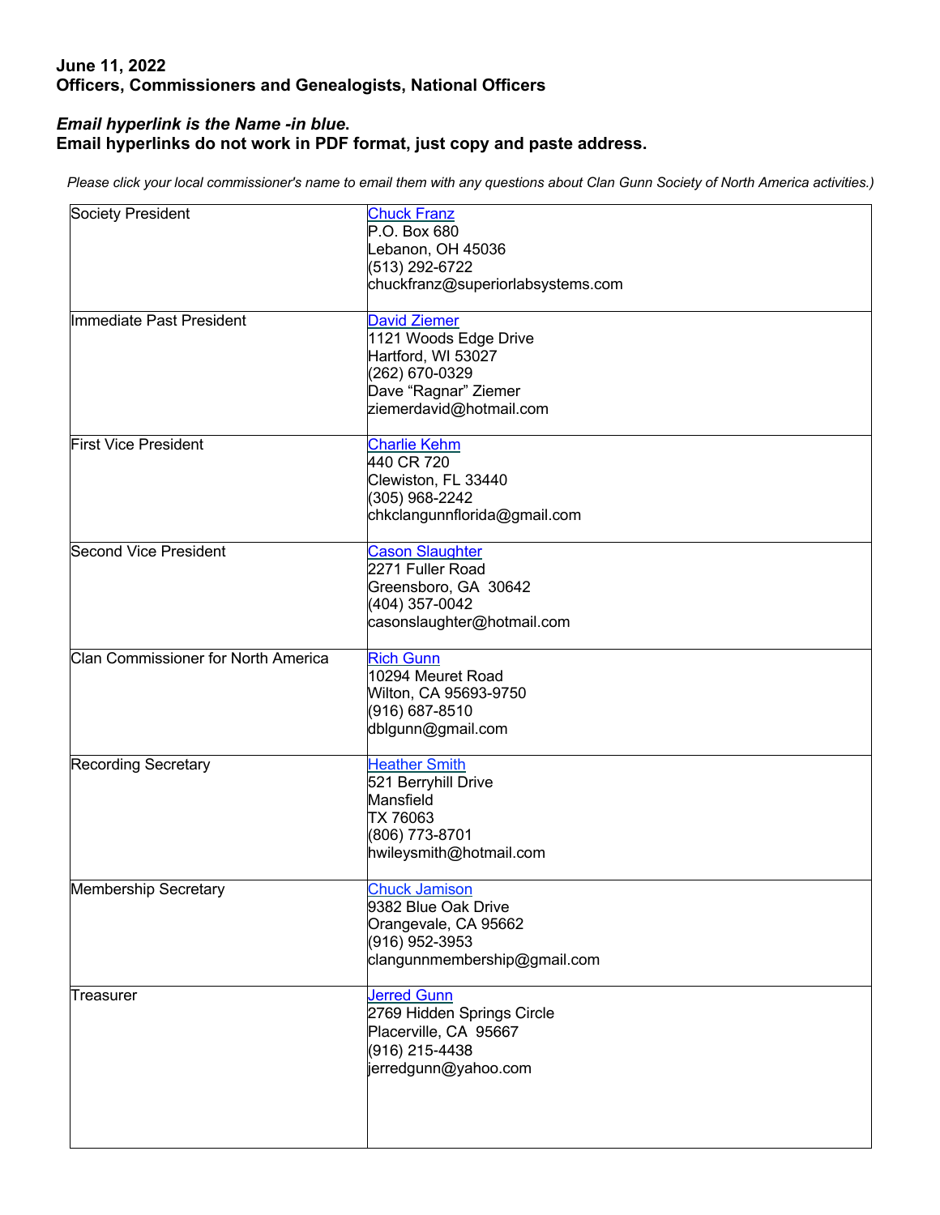**June 11, 2022**
**Officers, Commissioners and Genealogists, National Officers**

***Email hyperlink is the Name -in blue.***
**Email hyperlinks do not work in PDF format, just copy and paste address.**

*Please click your local commissioner's name to email them with any questions about Clan Gunn Society of North America activities.)*

| | |
|---|---|
| Society President | Chuck Franz<br>P.O. Box 680<br>Lebanon, OH 45036<br>(513) 292-6722<br>chuckfranz@superiorlabsystems.com |
| Immediate Past President | David Ziemer<br>1121 Woods Edge Drive<br>Hartford, WI 53027<br>(262) 670-0329<br>Dave "Ragnar" Ziemer<br>ziemerdavid@hotmail.com |
| First Vice President | Charlie Kehm<br>440 CR 720<br>Clewiston, FL 33440<br>(305) 968-2242<br>chkclangunnflorida@gmail.com |
| Second Vice President | Cason Slaughter<br>2271 Fuller Road<br>Greensboro, GA 30642<br>(404) 357-0042<br>casonslaughter@hotmail.com |
| Clan Commissioner for North America | Rich Gunn<br>10294 Meuret Road<br>Wilton, CA 95693-9750<br>(916) 687-8510<br>dblgunn@gmail.com |
| Recording Secretary | Heather Smith<br>521 Berryhill Drive<br>Mansfield<br>TX 76063<br>(806) 773-8701<br>hwileysmith@hotmail.com |
| Membership Secretary | Chuck Jamison<br>9382 Blue Oak Drive<br>Orangevale, CA 95662<br>(916) 952-3953<br>clangunnmembership@gmail.com |
| Treasurer | Jerred Gunn<br>2769 Hidden Springs Circle<br>Placerville, CA 95667<br>(916) 215-4438<br>jerredgunn@yahoo.com |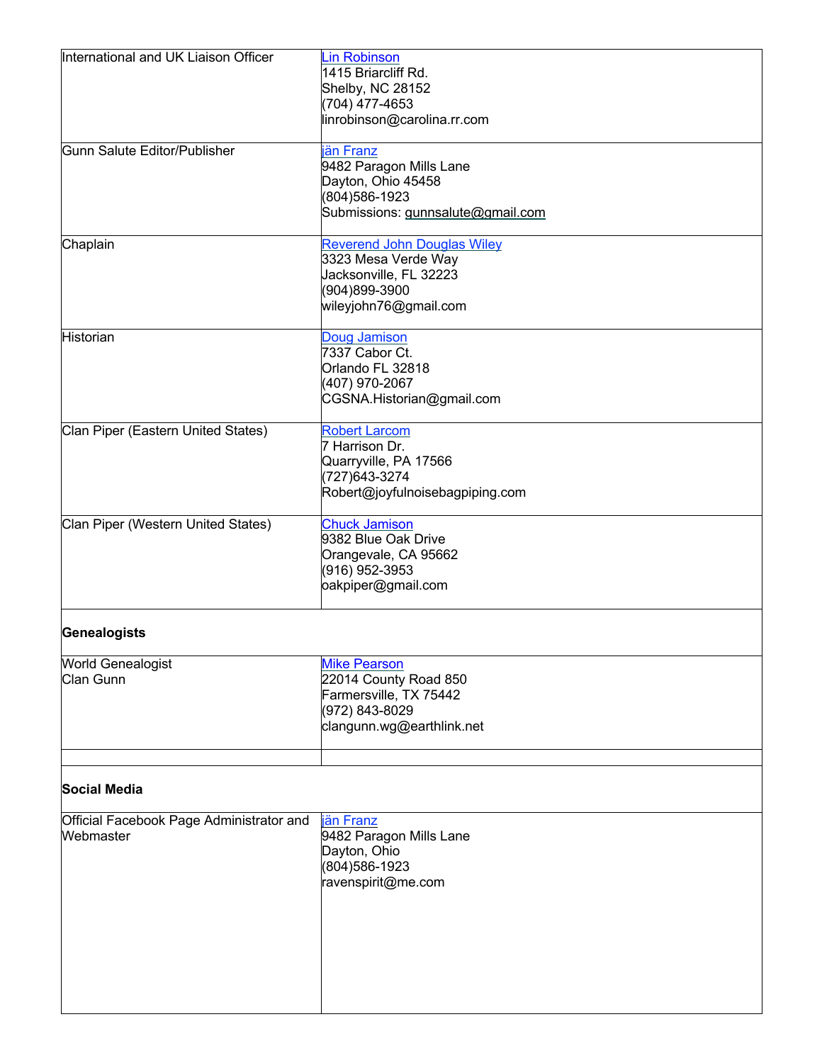| | |
|---|---|
| International and UK Liaison Officer | [Lin Robinson]<br>1415 Briarcliff Rd.<br>Shelby, NC 28152<br>(704) 477-4653<br>linrobinson@carolina.rr.com |
| Gunn Salute Editor/Publisher | jän Franz<br>9482 Paragon Mills Lane<br>Dayton, Ohio 45458<br>(804)586-1923<br>Submissions: gunnsalute@gmail.com |
| Chaplain | Reverend John Douglas Wiley<br>3323 Mesa Verde Way<br>Jacksonville, FL 32223<br>(904)899-3900<br>wileyjohn76@gmail.com |
| Historian | Doug Jamison<br>7337 Cabor Ct.<br>Orlando FL 32818<br>(407) 970-2067<br>CGSNA.Historian@gmail.com |
| Clan Piper (Eastern United States) | Robert Larcom<br>7 Harrison Dr.<br>Quarryville, PA 17566<br>(727)643-3274<br>Robert@joyfulnoisebagpiping.com |
| Clan Piper (Western United States) | Chuck Jamison<br>9382 Blue Oak Drive<br>Orangevale, CA 95662<br>(916) 952-3953<br>oakpiper@gmail.com |
| **Genealogists** | |
| World Genealogist<br>Clan Gunn | Mike Pearson<br>22014 County Road 850<br>Farmersville, TX 75442<br>(972) 843-8029<br>clangunn.wg@earthlink.net |
| | |
| **Social Media** | |
| Official Facebook Page Administrator and Webmaster | jän Franz<br>9482 Paragon Mills Lane<br>Dayton, Ohio<br>(804)586-1923<br>ravenspirit@me.com |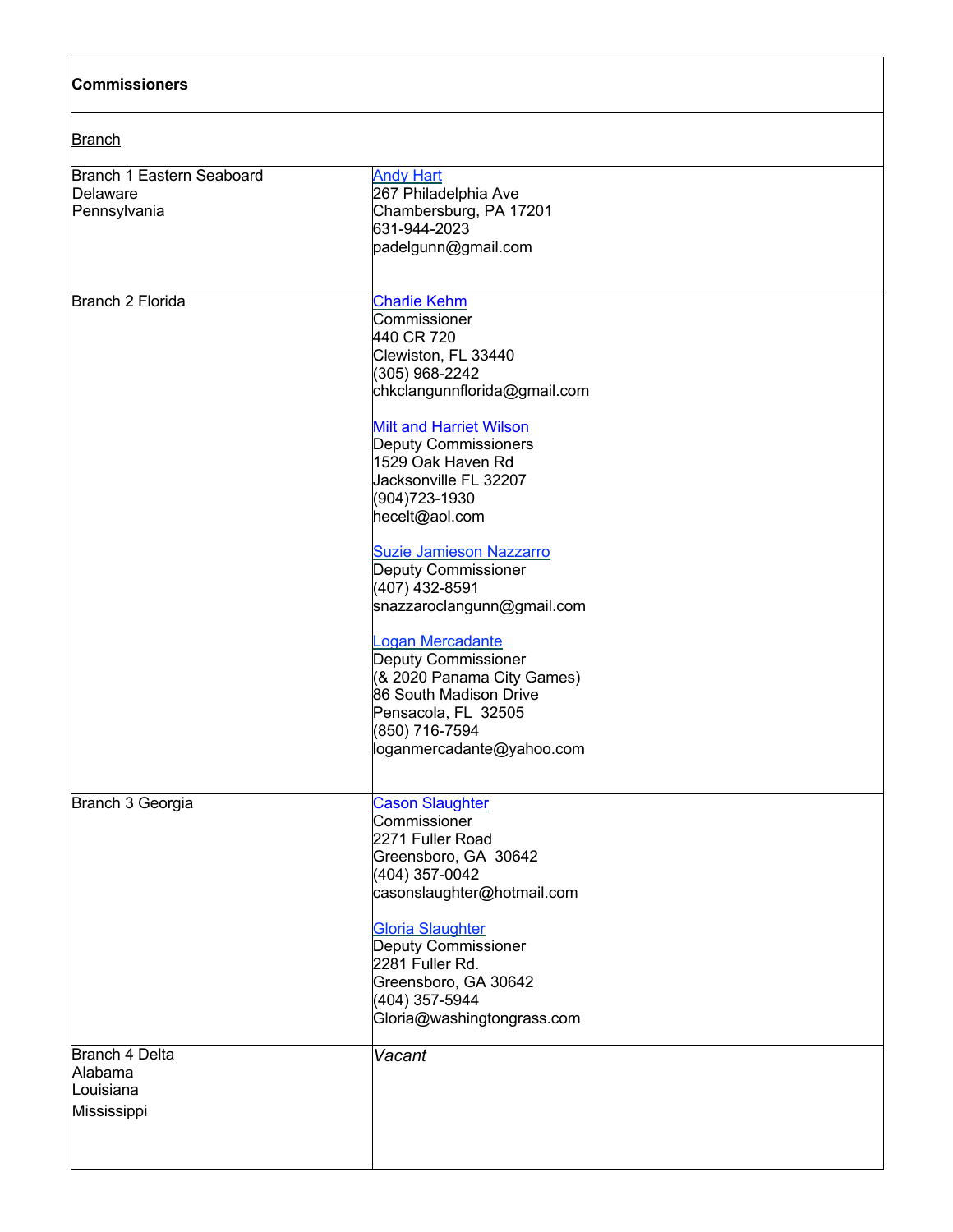| **Commissioners** | |
|---|---|
| Branch | |
| Branch 1 Eastern Seaboard<br>Delaware<br>Pennsylvania | Andy Hart<br>267 Philadelphia Ave<br>Chambersburg, PA 17201<br>631-944-2023<br>padelgunn@gmail.com |
| Branch 2 Florida | Charlie Kehm<br>Commissioner<br>440 CR 720<br>Clewiston, FL 33440<br>(305) 968-2242<br>chkclangunnflorida@gmail.com<br><br>Milt and Harriet Wilson<br>Deputy Commissioners<br>1529 Oak Haven Rd<br>Jacksonville FL 32207<br>(904)723-1930<br>hecelt@aol.com<br><br>Suzie Jamieson Nazzarro<br>Deputy Commissioner<br>(407) 432-8591<br>snazzaroclangunn@gmail.com<br><br>Logan Mercadante<br>Deputy Commissioner<br>(& 2020 Panama City Games)<br>86 South Madison Drive<br>Pensacola, FL 32505<br>(850) 716-7594<br>loganmercadante@yahoo.com |
| Branch 3 Georgia | Cason Slaughter<br>Commissioner<br>2271 Fuller Road<br>Greensboro, GA 30642<br>(404) 357-0042<br>casonslaughter@hotmail.com<br><br>Gloria Slaughter<br>Deputy Commissioner<br>2281 Fuller Rd.<br>Greensboro, GA 30642<br>(404) 357-5944<br>Gloria@washingtongrass.com |
| Branch 4 Delta<br>Alabama<br>Louisiana<br>Mississippi | *Vacant* |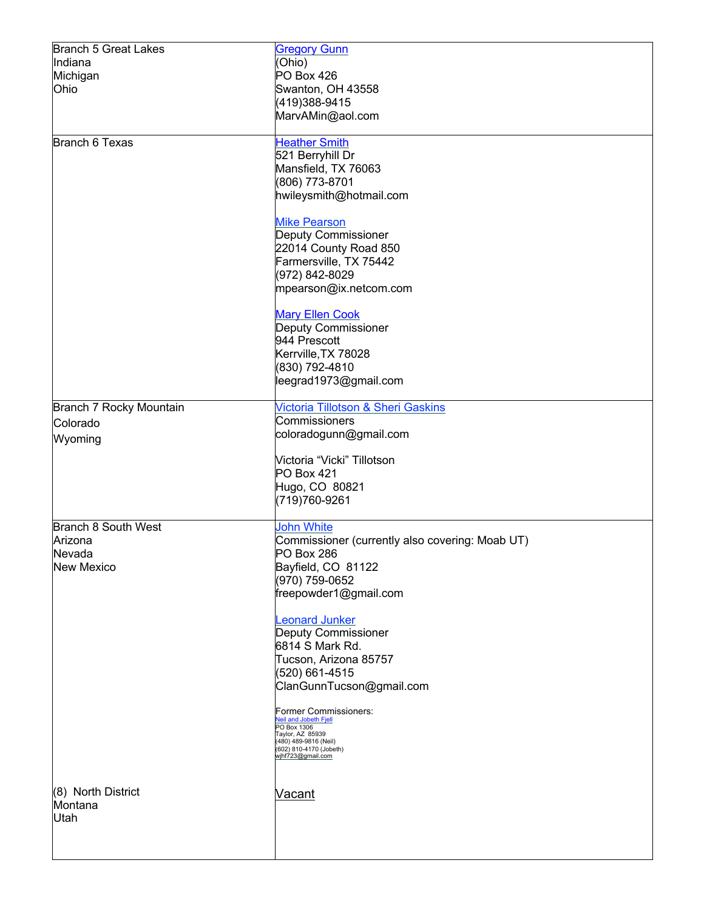| | |
|---|---|
| Branch 5 Great Lakes<br>Indiana<br>Michigan<br>Ohio | Gregory Gunn<br>(Ohio)<br>PO Box 426<br>Swanton, OH 43558<br>(419)388-9415<br>MarvAMin@aol.com |
| Branch 6 Texas | Heather Smith<br>521 Berryhill Dr<br>Mansfield, TX 76063<br>(806) 773-8701<br>hwileysmith@hotmail.com<br><br>Mike Pearson<br>Deputy Commissioner<br>22014 County Road 850<br>Farmersville, TX 75442<br>(972) 842-8029<br>mpearson@ix.netcom.com<br><br>Mary Ellen Cook<br>Deputy Commissioner<br>944 Prescott<br>Kerrville,TX 78028<br>(830) 792-4810<br>leegrad1973@gmail.com |
| Branch 7 Rocky Mountain<br>Colorado<br>Wyoming | Victoria Tillotson & Sheri Gaskins<br>Commissioners<br>coloradogunn@gmail.com<br><br>Victoria "Vicki" Tillotson<br>PO Box 421<br>Hugo, CO 80821<br>(719)760-9261 |
| Branch 8 South West<br>Arizona<br>Nevada<br>New Mexico<br><br>(8) North District<br>Montana<br>Utah | John White<br>Commissioner (currently also covering: Moab UT)<br>PO Box 286<br>Bayfield, CO 81122<br>(970) 759-0652<br>freepowder1@gmail.com<br><br>Leonard Junker<br>Deputy Commissioner<br>6814 S Mark Rd.<br>Tucson, Arizona 85757<br>(520) 661-4515<br>ClanGunnTucson@gmail.com<br><br>Former Commissioners:<br>Neil and Jobeth Fjell<br>PO Box 1306<br>Taylor, AZ 85939<br>(480) 489-9816 (Neil)<br>(602) 810-4170 (Jobeth)<br>wjhf723@gmail.com<br><br>Vacant |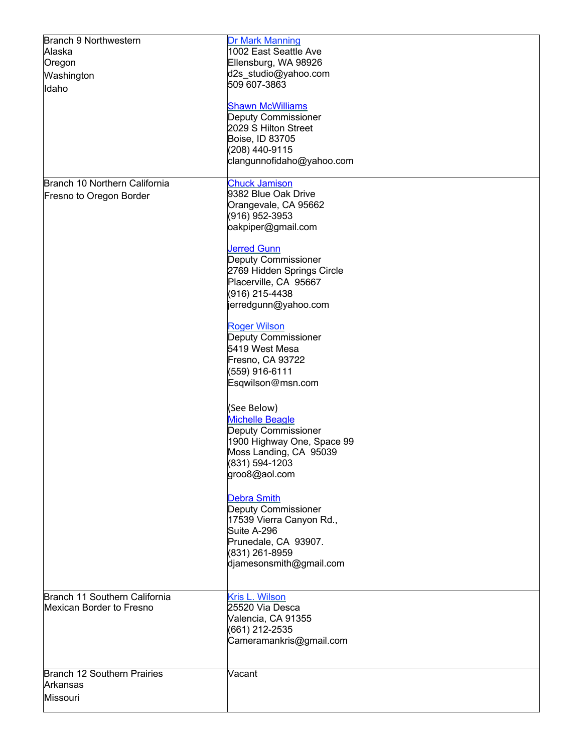| | |
|---|---|
| Branch 9 Northwestern<br>Alaska<br>Oregon<br>Washington<br>Idaho | Dr Mark Manning<br>1002 East Seattle Ave<br>Ellensburg, WA 98926<br>d2s_studio@yahoo.com<br>509 607-3863<br><br>Shawn McWilliams<br>Deputy Commissioner<br>2029 S Hilton Street<br>Boise, ID 83705<br>(208) 440-9115<br>clangunnofidaho@yahoo.com |
| Branch 10 Northern California<br>Fresno to Oregon Border | Chuck Jamison<br>9382 Blue Oak Drive<br>Orangevale, CA 95662<br>(916) 952-3953<br>oakpiper@gmail.com<br><br>Jerred Gunn<br>Deputy Commissioner<br>2769 Hidden Springs Circle<br>Placerville, CA 95667<br>(916) 215-4438<br>jerredgunn@yahoo.com<br><br>Roger Wilson<br>Deputy Commissioner<br>5419 West Mesa<br>Fresno, CA 93722<br>(559) 916-6111<br>Esqwilson@msn.com<br><br>(See Below)<br>Michelle Beagle<br>Deputy Commissioner<br>1900 Highway One, Space 99<br>Moss Landing, CA 95039<br>(831) 594-1203<br>groo8@aol.com<br><br>Debra Smith<br>Deputy Commissioner<br>17539 Vierra Canyon Rd.,<br>Suite A-296<br>Prunedale, CA 93907.<br>(831) 261-8959<br>djamesonsmith@gmail.com |
| Branch 11 Southern California<br>Mexican Border to Fresno | Kris L. Wilson<br>25520 Via Desca<br>Valencia, CA 91355<br>(661) 212-2535<br>Cameramankris@gmail.com |
| Branch 12 Southern Prairies<br>Arkansas<br>Missouri | Vacant |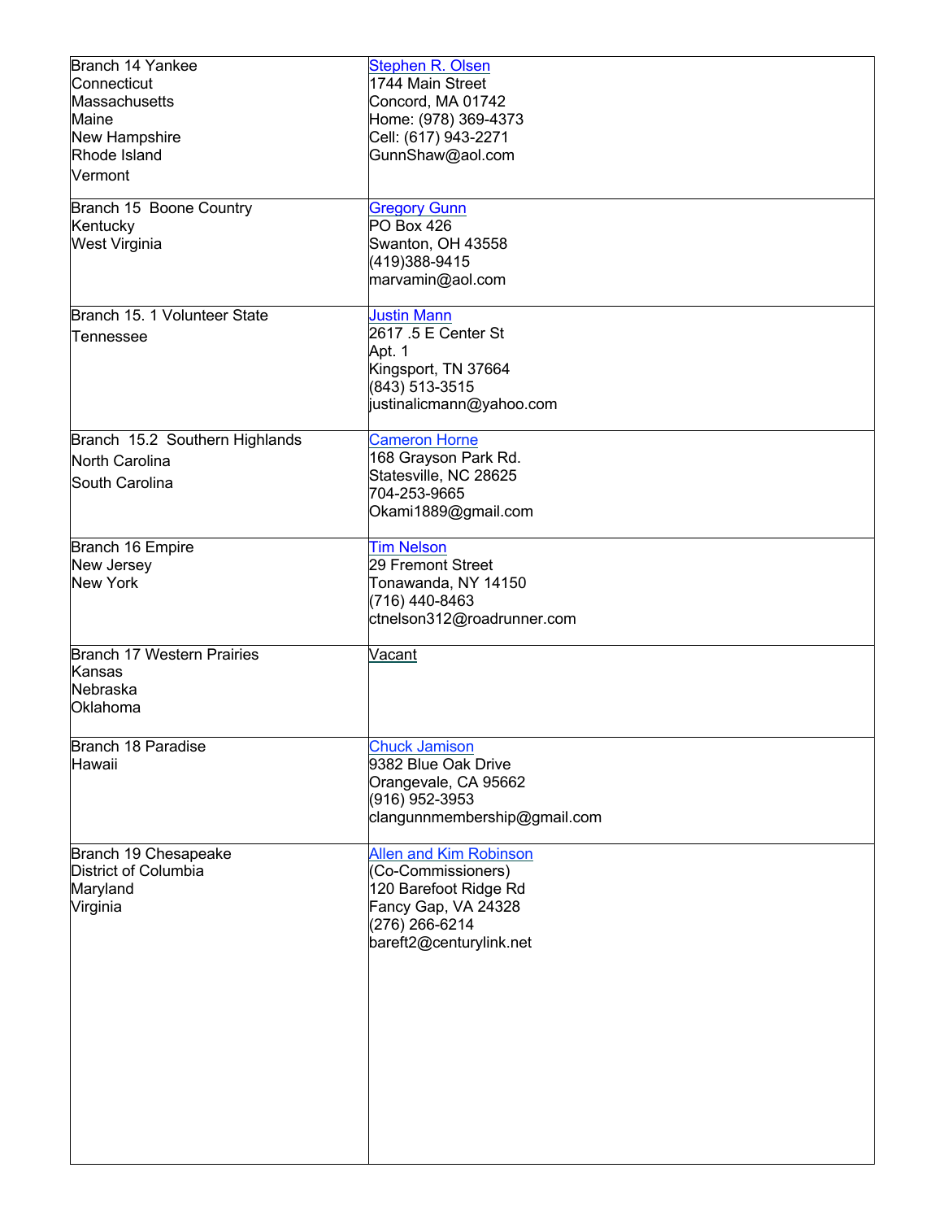| | |
|---|---|
| Branch 14 Yankee<br>Connecticut<br>Massachusetts<br>Maine<br>New Hampshire<br>Rhode Island<br>Vermont | Stephen R. Olsen<br>1744 Main Street<br>Concord, MA 01742<br>Home: (978) 369-4373<br>Cell: (617) 943-2271<br>GunnShaw@aol.com |
| Branch 15 Boone Country<br>Kentucky<br>West Virginia | Gregory Gunn<br>PO Box 426<br>Swanton, OH 43558<br>(419)388-9415<br>marvamin@aol.com |
| Branch 15. 1 Volunteer State<br>Tennessee | Justin Mann<br>2617 .5 E Center St<br>Apt. 1<br>Kingsport, TN 37664<br>(843) 513-3515<br>justinalicmann@yahoo.com |
| Branch 15.2 Southern Highlands<br>North Carolina<br>South Carolina | Cameron Horne<br>168 Grayson Park Rd.<br>Statesville, NC 28625<br>704-253-9665<br>Okami1889@gmail.com |
| Branch 16 Empire<br>New Jersey<br>New York | Tim Nelson<br>29 Fremont Street<br>Tonawanda, NY 14150<br>(716) 440-8463<br>ctnelson312@roadrunner.com |
| Branch 17 Western Prairies<br>Kansas<br>Nebraska<br>Oklahoma | Vacant |
| Branch 18 Paradise<br>Hawaii | Chuck Jamison<br>9382 Blue Oak Drive<br>Orangevale, CA 95662<br>(916) 952-3953<br>clangunnmembership@gmail.com |
| Branch 19 Chesapeake<br>District of Columbia<br>Maryland<br>Virginia | Allen and Kim Robinson<br>(Co-Commissioners)<br>120 Barefoot Ridge Rd<br>Fancy Gap, VA 24328<br>(276) 266-6214<br>bareft2@centurylink.net |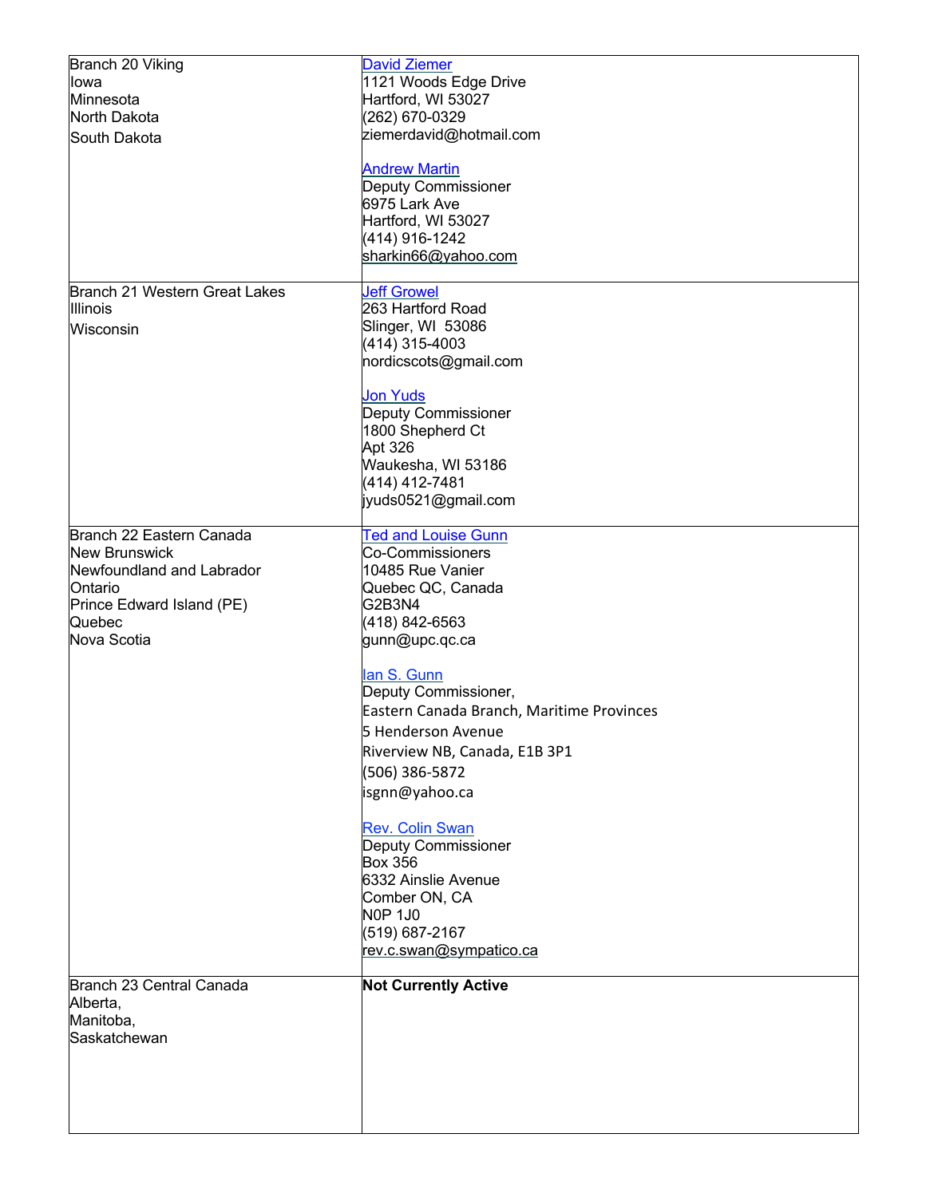| Branch | Contact |
|---|---|
| Branch 20 Viking<br>Iowa<br>Minnesota<br>North Dakota<br>South Dakota | David Ziemer<br>1121 Woods Edge Drive<br>Hartford, WI 53027<br>(262) 670-0329<br>ziemerdavid@hotmail.com<br><br>Andrew Martin<br>Deputy Commissioner<br>6975 Lark Ave<br>Hartford, WI 53027<br>(414) 916-1242<br>sharkin66@yahoo.com |
| Branch 21 Western Great Lakes<br>Illinois<br>Wisconsin | Jeff Growel<br>263 Hartford Road<br>Slinger, WI 53086<br>(414) 315-4003<br>nordicscots@gmail.com<br><br>Jon Yuds<br>Deputy Commissioner<br>1800 Shepherd Ct<br>Apt 326<br>Waukesha, WI 53186<br>(414) 412-7481<br>jyuds0521@gmail.com |
| Branch 22 Eastern Canada<br>New Brunswick<br>Newfoundland and Labrador<br>Ontario<br>Prince Edward Island (PE)<br>Quebec<br>Nova Scotia | Ted and Louise Gunn<br>Co-Commissioners<br>10485 Rue Vanier<br>Quebec QC, Canada<br>G2B3N4<br>(418) 842-6563<br>gunn@upc.qc.ca<br><br>Ian S. Gunn<br>Deputy Commissioner,<br>Eastern Canada Branch, Maritime Provinces<br>5 Henderson Avenue<br>Riverview NB, Canada, E1B 3P1<br>(506) 386-5872<br>isgnn@yahoo.ca<br><br>Rev. Colin Swan<br>Deputy Commissioner<br>Box 356<br>6332 Ainslie Avenue<br>Comber ON, CA<br>N0P 1J0<br>(519) 687-2167<br>rev.c.swan@sympatico.ca |
| Branch 23 Central Canada<br>Alberta,<br>Manitoba,<br>Saskatchewan | **Not Currently Active** |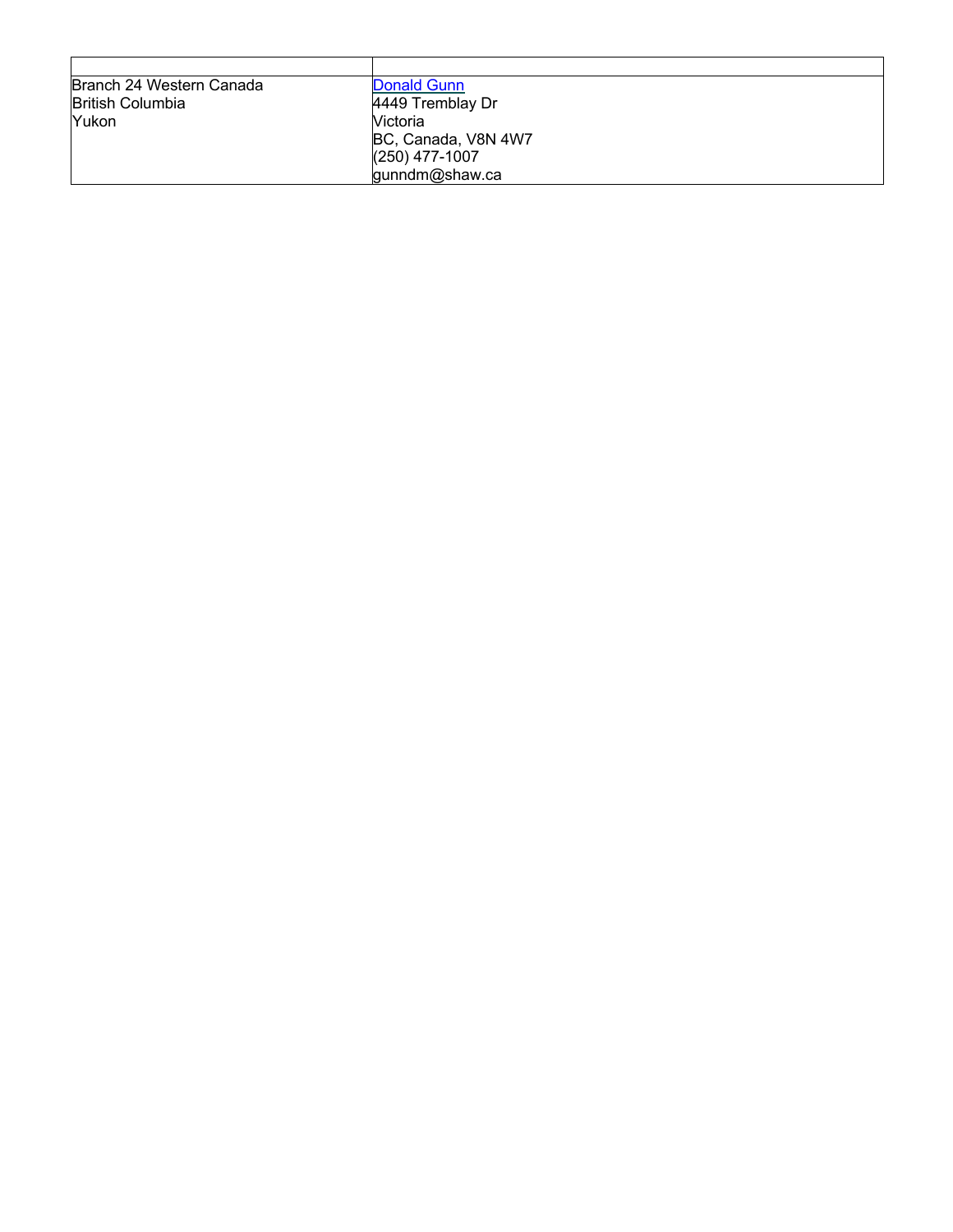| | |
|---|---|
| Branch 24 Western Canada<br>British Columbia<br>Yukon | Donald Gunn<br>4449 Tremblay Dr<br>Victoria<br>BC, Canada, V8N 4W7<br>(250) 477-1007<br>gunndm@shaw.ca |